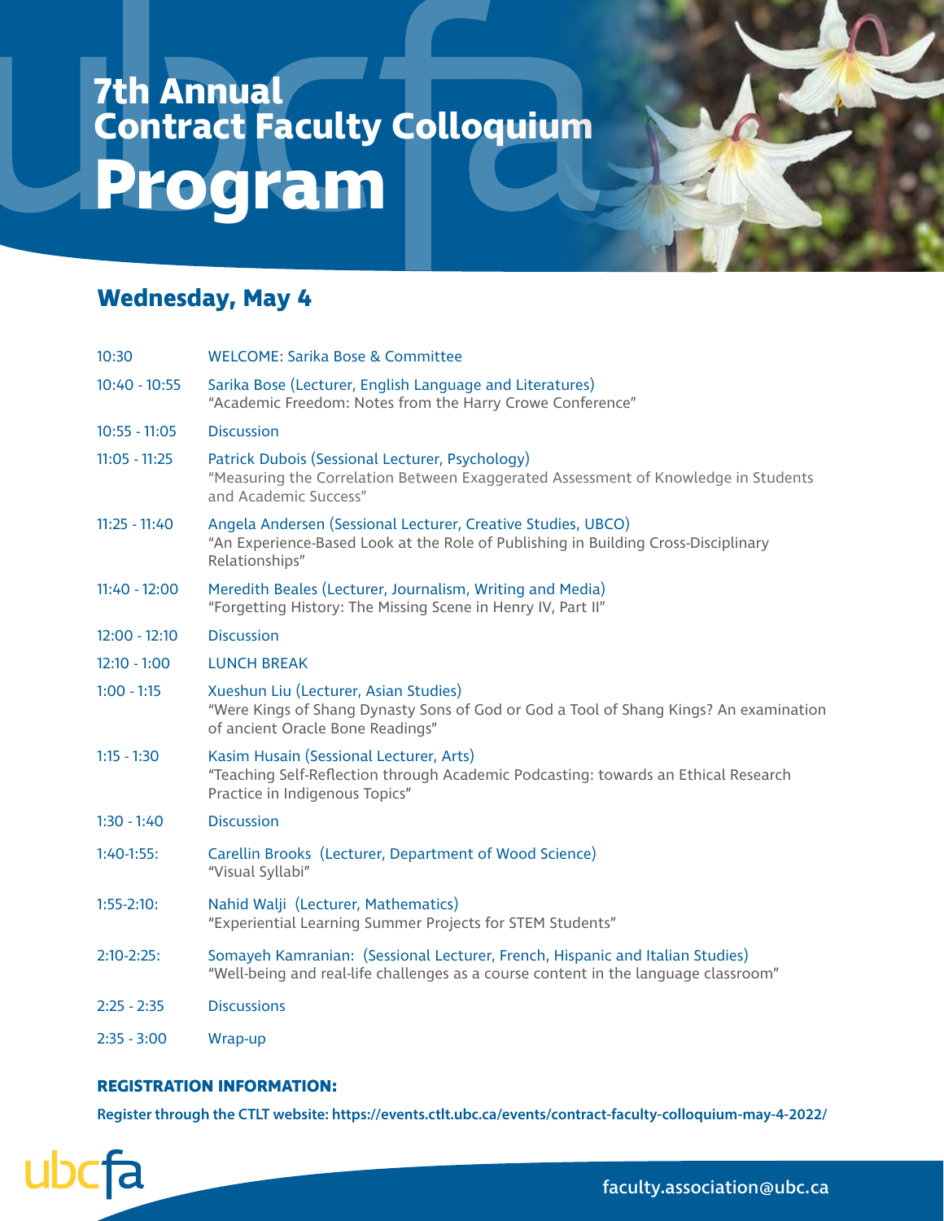# 7th Annual Contract Faculty Colloquium

# Program

## Wednesday, May 4

| | |
|---|---|
| 10:30 | WELCOME: Sarika Bose & Committee |
| 10:40 - 10:55 | Sarika Bose (Lecturer, English Language and Literatures)<br>"Academic Freedom: Notes from the Harry Crowe Conference" |
| 10:55 - 11:05 | Discussion |
| 11:05 - 11:25 | Patrick Dubois (Sessional Lecturer, Psychology)<br>"Measuring the Correlation Between Exaggerated Assessment of Knowledge in Students and Academic Success" |
| 11:25 - 11:40 | Angela Andersen (Sessional Lecturer, Creative Studies, UBCO)<br>"An Experience-Based Look at the Role of Publishing in Building Cross-Disciplinary Relationships" |
| 11:40 - 12:00 | Meredith Beales (Lecturer, Journalism, Writing and Media)<br>"Forgetting History: The Missing Scene in Henry IV, Part II" |
| 12:00 - 12:10 | Discussion |
| 12:10 - 1:00 | LUNCH BREAK |
| 1:00 - 1:15 | Xueshun Liu (Lecturer, Asian Studies)<br>"Were Kings of Shang Dynasty Sons of God or God a Tool of Shang Kings? An examination of ancient Oracle Bone Readings" |
| 1:15 - 1:30 | Kasim Husain (Sessional Lecturer, Arts)<br>"Teaching Self-Reflection through Academic Podcasting: towards an Ethical Research Practice in Indigenous Topics" |
| 1:30 - 1:40 | Discussion |
| 1:40-1:55: | Carellin Brooks (Lecturer, Department of Wood Science)<br>"Visual Syllabi" |
| 1:55-2:10: | Nahid Walji (Lecturer, Mathematics)<br>"Experiential Learning Summer Projects for STEM Students" |
| 2:10-2:25: | Somayeh Kamranian: (Sessional Lecturer, French, Hispanic and Italian Studies)<br>"Well-being and real-life challenges as a course content in the language classroom" |
| 2:25 - 2:35 | Discussions |
| 2:35 - 3:00 | Wrap-up |

**REGISTRATION INFORMATION:**

**Register through the CTLT website: https://events.ctlt.ubc.ca/events/contract-faculty-colloquium-may-4-2022/**

ubcfa

faculty.association@ubc.ca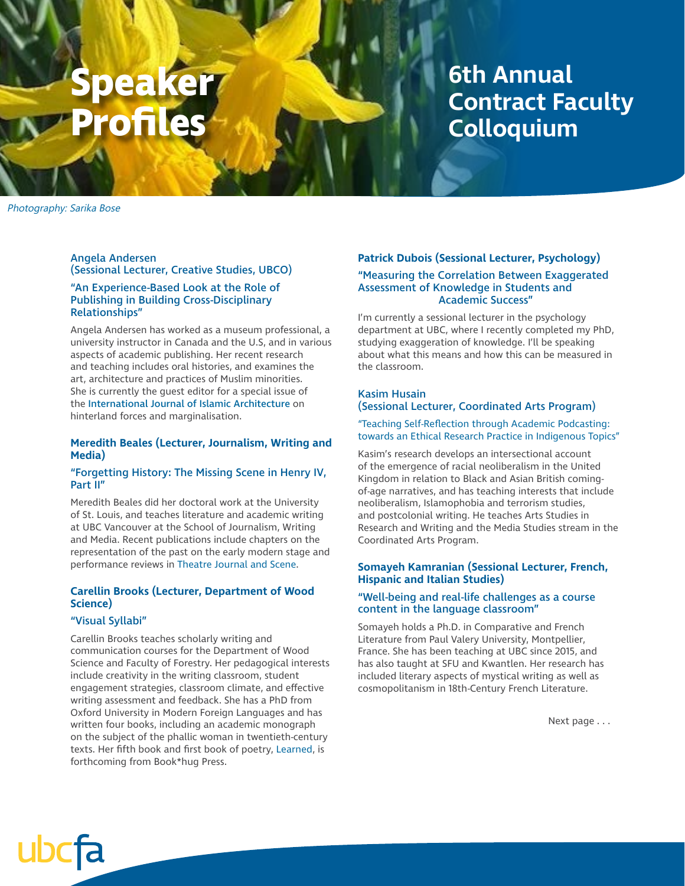# Speaker Profiles

## 6th Annual Contract Faculty Colloquium

*Photography: Sarika Bose*

### Angela Andersen (Sessional Lecturer, Creative Studies, UBCO)

#### "An Experience-Based Look at the Role of Publishing in Building Cross-Disciplinary Relationships"

Angela Andersen has worked as a museum professional, a university instructor in Canada and the U.S, and in various aspects of academic publishing. Her recent research and teaching includes oral histories, and examines the art, architecture and practices of Muslim minorities. She is currently the guest editor for a special issue of the International Journal of Islamic Architecture on hinterland forces and marginalisation.

### Meredith Beales (Lecturer, Journalism, Writing and Media)

#### "Forgetting History: The Missing Scene in Henry IV, Part II"

Meredith Beales did her doctoral work at the University of St. Louis, and teaches literature and academic writing at UBC Vancouver at the School of Journalism, Writing and Media. Recent publications include chapters on the representation of the past on the early modern stage and performance reviews in Theatre Journal and Scene.

### Carellin Brooks (Lecturer, Department of Wood Science)

#### "Visual Syllabi"

Carellin Brooks teaches scholarly writing and communication courses for the Department of Wood Science and Faculty of Forestry. Her pedagogical interests include creativity in the writing classroom, student engagement strategies, classroom climate, and effective writing assessment and feedback. She has a PhD from Oxford University in Modern Foreign Languages and has written four books, including an academic monograph on the subject of the phallic woman in twentieth-century texts. Her fifth book and first book of poetry, Learned, is forthcoming from Book*hug Press.

### Patrick Dubois (Sessional Lecturer, Psychology)

#### "Measuring the Correlation Between Exaggerated Assessment of Knowledge in Students and Academic Success"

I'm currently a sessional lecturer in the psychology department at UBC, where I recently completed my PhD, studying exaggeration of knowledge. I'll be speaking about what this means and how this can be measured in the classroom.

### Kasim Husain (Sessional Lecturer, Coordinated Arts Program)

#### "Teaching Self-Reflection through Academic Podcasting: towards an Ethical Research Practice in Indigenous Topics"

Kasim's research develops an intersectional account of the emergence of racial neoliberalism in the United Kingdom in relation to Black and Asian British coming-of-age narratives, and has teaching interests that include neoliberalism, Islamophobia and terrorism studies, and postcolonial writing. He teaches Arts Studies in Research and Writing and the Media Studies stream in the Coordinated Arts Program.

### Somayeh Kamranian (Sessional Lecturer, French, Hispanic and Italian Studies)

#### "Well-being and real-life challenges as a course content in the language classroom"

Somayeh holds a Ph.D. in Comparative and French Literature from Paul Valery University, Montpellier, France. She has been teaching at UBC since 2015, and has also taught at SFU and Kwantlen. Her research has included literary aspects of mystical writing as well as cosmopolitanism in 18th-Century French Literature.

Next page . . .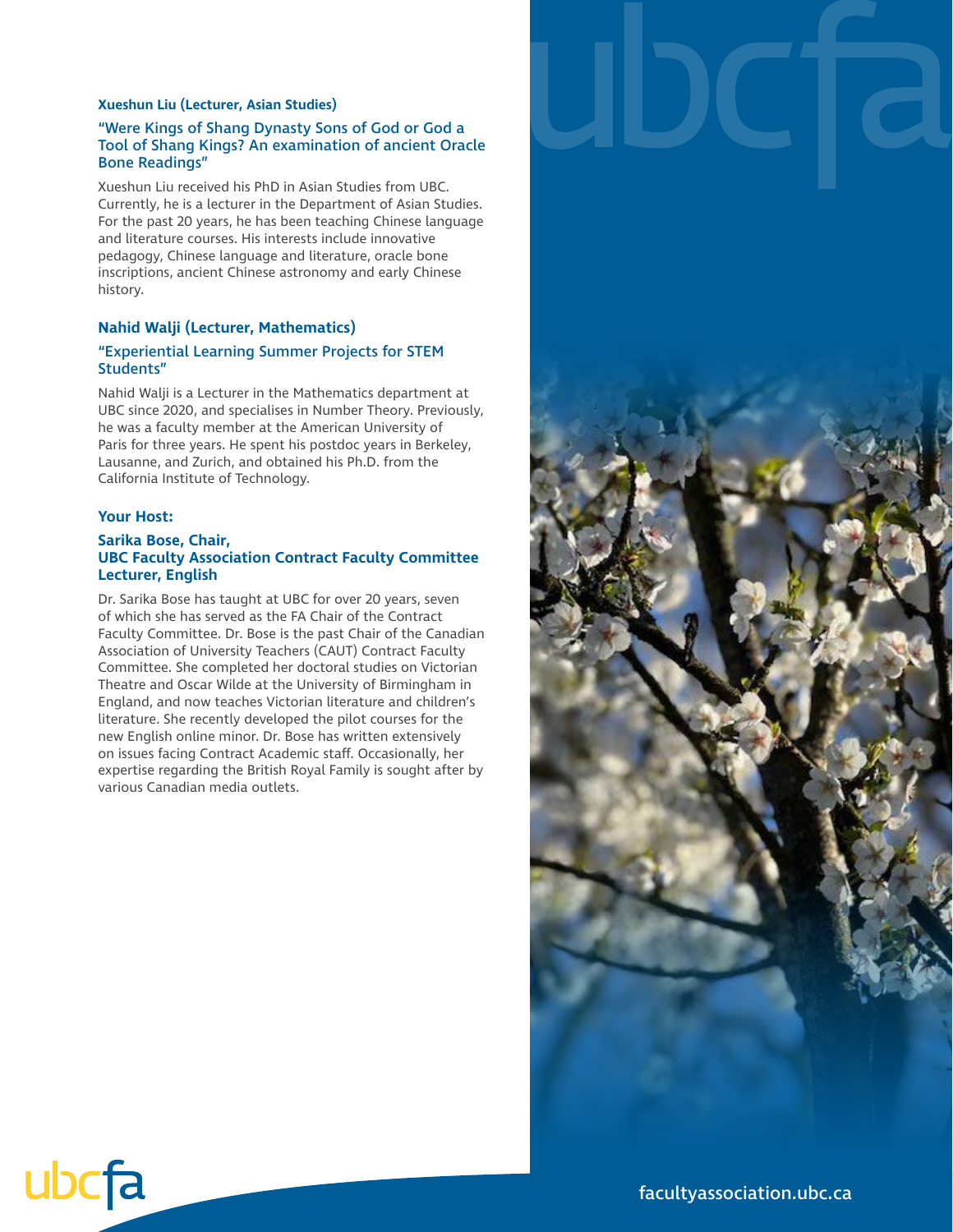### Xueshun Liu (Lecturer, Asian Studies)

#### "Were Kings of Shang Dynasty Sons of God or God a Tool of Shang Kings? An examination of ancient Oracle Bone Readings"

Xueshun Liu received his PhD in Asian Studies from UBC. Currently, he is a lecturer in the Department of Asian Studies. For the past 20 years, he has been teaching Chinese language and literature courses. His interests include innovative pedagogy, Chinese language and literature, oracle bone inscriptions, ancient Chinese astronomy and early Chinese history.

### Nahid Walji (Lecturer, Mathematics)

#### "Experiential Learning Summer Projects for STEM Students"

Nahid Walji is a Lecturer in the Mathematics department at UBC since 2020, and specialises in Number Theory. Previously, he was a faculty member at the American University of Paris for three years. He spent his postdoc years in Berkeley, Lausanne, and Zurich, and obtained his Ph.D. from the California Institute of Technology.

### Your Host:

#### Sarika Bose, Chair, UBC Faculty Association Contract Faculty Committee Lecturer, English

Dr. Sarika Bose has taught at UBC for over 20 years, seven of which she has served as the FA Chair of the Contract Faculty Committee. Dr. Bose is the past Chair of the Canadian Association of University Teachers (CAUT) Contract Faculty Committee. She completed her doctoral studies on Victorian Theatre and Oscar Wilde at the University of Birmingham in England, and now teaches Victorian literature and children's literature. She recently developed the pilot courses for the new English online minor. Dr. Bose has written extensively on issues facing Contract Academic staff. Occasionally, her expertise regarding the British Royal Family is sought after by various Canadian media outlets.

ubcfa

facultyassociation.ubc.ca